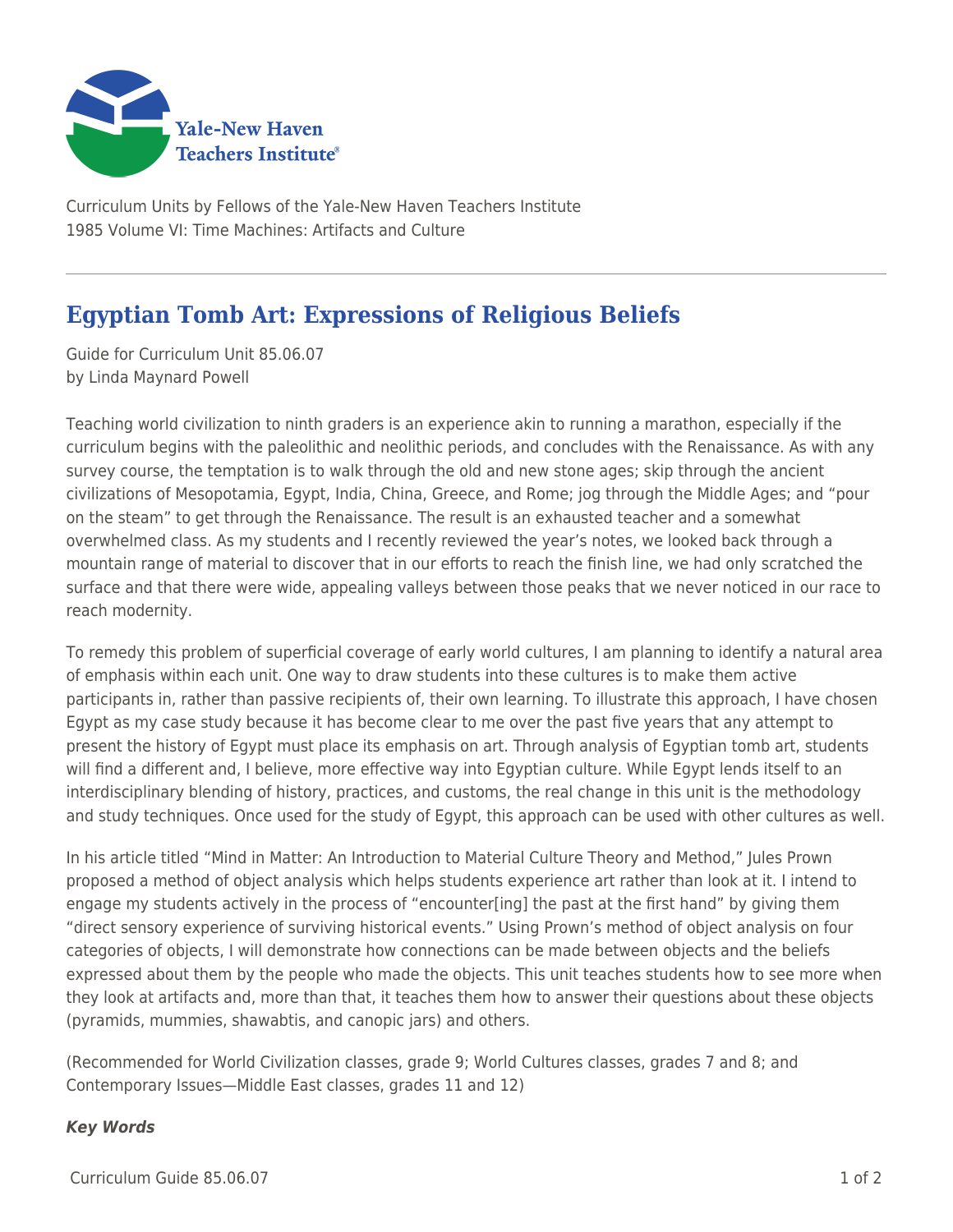Curriculum Units by Fellows of the Yale-New Haven Teachers Institute
1985 Volume VI: Time Machines: Artifacts and Culture

# Egyptian Tomb Art: Expressions of Religious Beliefs

Guide for Curriculum Unit 85.06.07
by Linda Maynard Powell

Teaching world civilization to ninth graders is an experience akin to running a marathon, especially if the curriculum begins with the paleolithic and neolithic periods, and concludes with the Renaissance. As with any survey course, the temptation is to walk through the old and new stone ages; skip through the ancient civilizations of Mesopotamia, Egypt, India, China, Greece, and Rome; jog through the Middle Ages; and "pour on the steam" to get through the Renaissance. The result is an exhausted teacher and a somewhat overwhelmed class. As my students and I recently reviewed the year's notes, we looked back through a mountain range of material to discover that in our efforts to reach the finish line, we had only scratched the surface and that there were wide, appealing valleys between those peaks that we never noticed in our race to reach modernity.

To remedy this problem of superficial coverage of early world cultures, I am planning to identify a natural area of emphasis within each unit. One way to draw students into these cultures is to make them active participants in, rather than passive recipients of, their own learning. To illustrate this approach, I have chosen Egypt as my case study because it has become clear to me over the past five years that any attempt to present the history of Egypt must place its emphasis on art. Through analysis of Egyptian tomb art, students will find a different and, I believe, more effective way into Egyptian culture. While Egypt lends itself to an interdisciplinary blending of history, practices, and customs, the real change in this unit is the methodology and study techniques. Once used for the study of Egypt, this approach can be used with other cultures as well.

In his article titled "Mind in Matter: An Introduction to Material Culture Theory and Method," Jules Prown proposed a method of object analysis which helps students experience art rather than look at it. I intend to engage my students actively in the process of "encounter[ing] the past at the first hand" by giving them "direct sensory experience of surviving historical events." Using Prown's method of object analysis on four categories of objects, I will demonstrate how connections can be made between objects and the beliefs expressed about them by the people who made the objects. This unit teaches students how to see more when they look at artifacts and, more than that, it teaches them how to answer their questions about these objects (pyramids, mummies, shawabtis, and canopic jars) and others.

(Recommended for World Civilization classes, grade 9; World Cultures classes, grades 7 and 8; and Contemporary Issues—Middle East classes, grades 11 and 12)

***Key Words***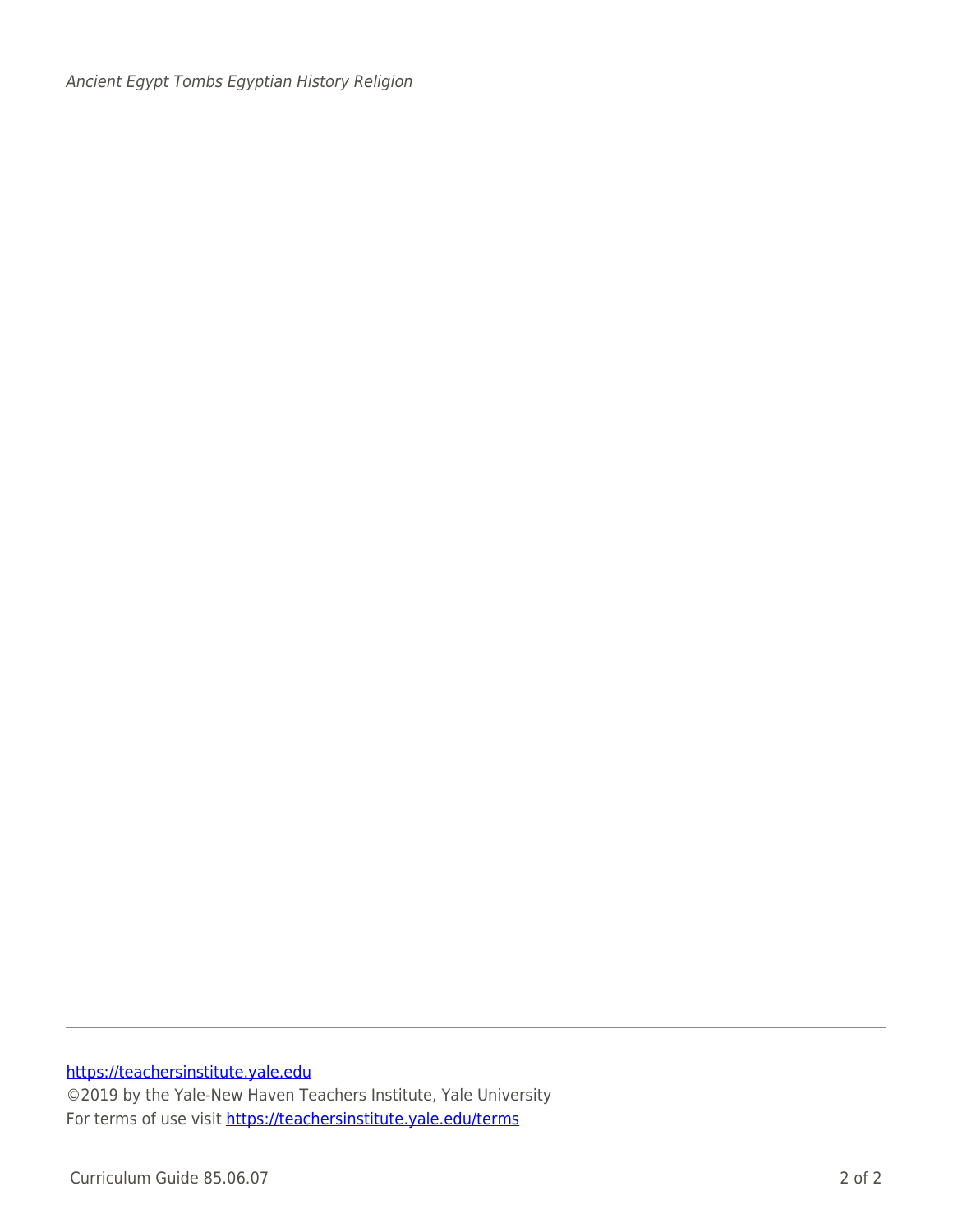*Ancient Egypt Tombs Egyptian History Religion*

https://teachersinstitute.yale.edu
©2019 by the Yale-New Haven Teachers Institute, Yale University
For terms of use visit https://teachersinstitute.yale.edu/terms